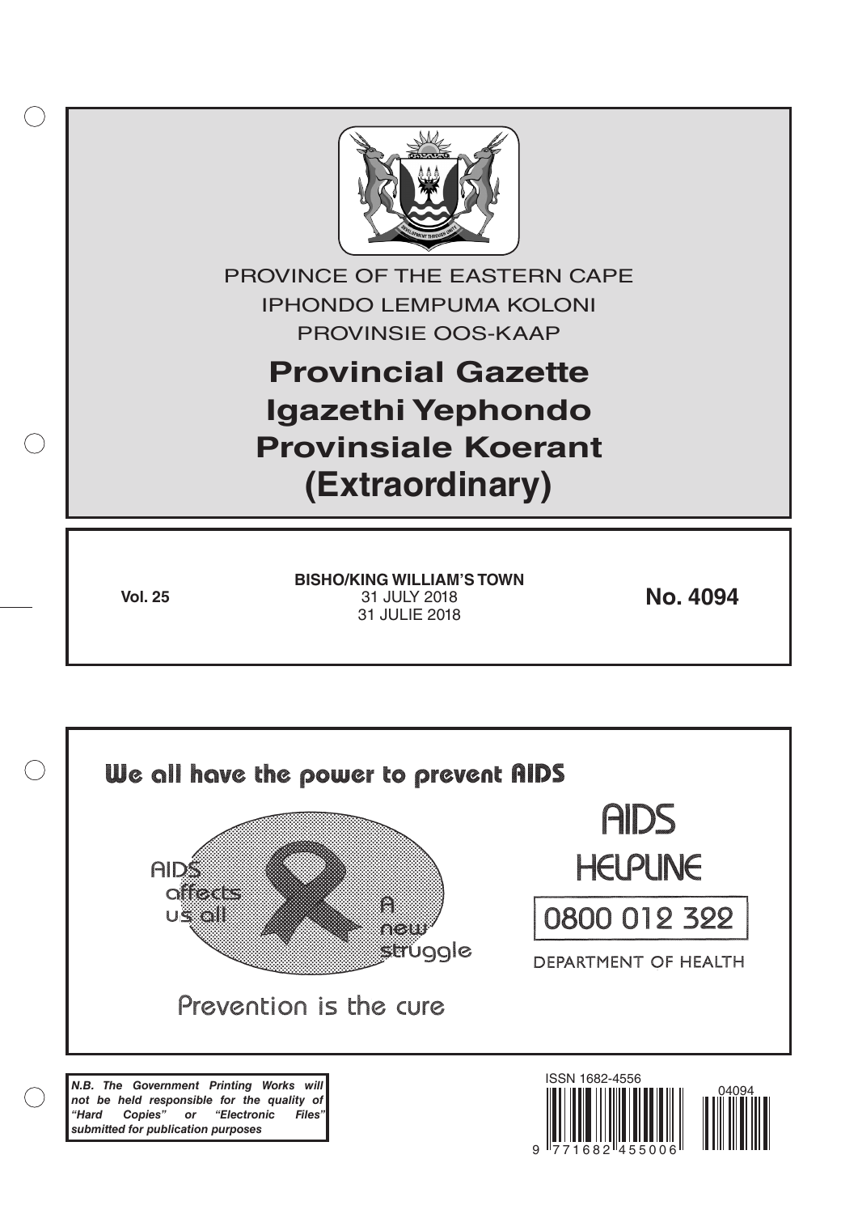PROVINCE OF THE EASTERN CAPE

IPHONDO LEMPUMA KOLONI

PROVINSIE OOS-KAAP

# Provincial Gazette
# Igazethi Yephondo
# Provinsiale Koerant
# (Extraordinary)

**Vol. 25**

**BISHO/KING WILLIAM'S TOWN**
31 JULY 2018
31 JULIE 2018

**No. 4094**

We all have the power to prevent AIDS

AIDS affects us all

A new struggle

Prevention is the cure

AIDS HELPLINE

0800 012 322

DEPARTMENT OF HEALTH

***N.B. The Government Printing Works will not be held responsible for the quality of "Hard Copies" or "Electronic Files" submitted for publication purposes***

ISSN 1682-4556

04094

9 771682 455006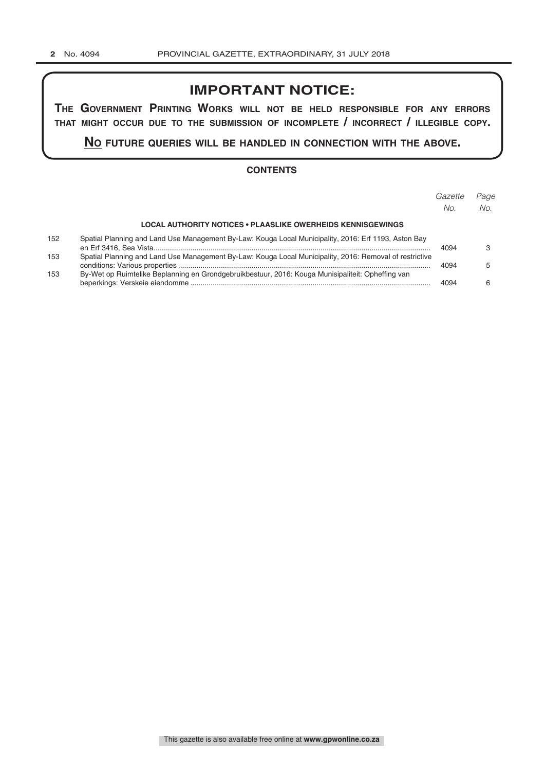# IMPORTANT NOTICE:

**THE GOVERNMENT PRINTING WORKS WILL NOT BE HELD RESPONSIBLE FOR ANY ERRORS THAT MIGHT OCCUR DUE TO THE SUBMISSION OF INCOMPLETE / INCORRECT / ILLEGIBLE COPY.**

**NO FUTURE QUERIES WILL BE HANDLED IN CONNECTION WITH THE ABOVE.**

## CONTENTS

| | | *Gazette No.* | *Page No.* |
|---|---|---|---|
| | **LOCAL AUTHORITY NOTICES • PLAASLIKE OWERHEIDS KENNISGEWINGS** | | |
| 152 | Spatial Planning and Land Use Management By-Law: Kouga Local Municipality, 2016: Erf 1193, Aston Bay en Erf 3416, Sea Vista | 4094 | 3 |
| 153 | Spatial Planning and Land Use Management By-Law: Kouga Local Municipality, 2016: Removal of restrictive conditions: Various properties | 4094 | 5 |
| 153 | By-Wet op Ruimtelike Beplanning en Grondgebruikbestuur, 2016: Kouga Munisipaliteit: Opheffing van beperkings: Verskeie eiendomme | 4094 | 6 |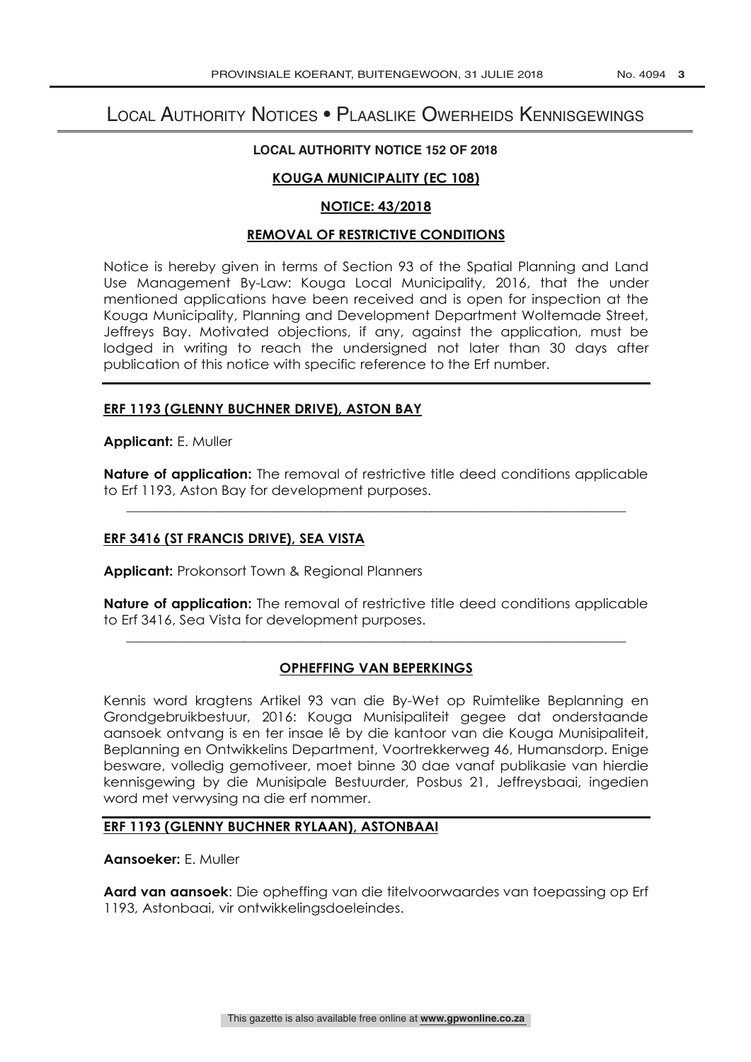# Local Authority Notices • Plaaslike Owerheids Kennisgewings

**LOCAL AUTHORITY NOTICE 152 OF 2018**

**KOUGA MUNICIPALITY (EC 108)**

**NOTICE: 43/2018**

**REMOVAL OF RESTRICTIVE CONDITIONS**

Notice is hereby given in terms of Section 93 of the Spatial Planning and Land Use Management By-Law: Kouga Local Municipality, 2016, that the under mentioned applications have been received and is open for inspection at the Kouga Municipality, Planning and Development Department Woltemade Street, Jeffreys Bay. Motivated objections, if any, against the application, must be lodged in writing to reach the undersigned not later than 30 days after publication of this notice with specific reference to the Erf number.

---

**ERF 1193 (GLENNY BUCHNER DRIVE), ASTON BAY**

**Applicant:** E. Muller

**Nature of application:** The removal of restrictive title deed conditions applicable to Erf 1193, Aston Bay for development purposes.

---

**ERF 3416 (ST FRANCIS DRIVE), SEA VISTA**

**Applicant:** Prokonsort Town & Regional Planners

**Nature of application:** The removal of restrictive title deed conditions applicable to Erf 3416, Sea Vista for development purposes.

---

**OPHEFFING VAN BEPERKINGS**

Kennis word kragtens Artikel 93 van die By-Wet op Ruimtelike Beplanning en Grondgebruikbestuur, 2016: Kouga Munisipaliteit gegee dat onderstaande aansoek ontvang is en ter insae lê by die kantoor van die Kouga Munisipaliteit, Beplanning en Ontwikkelins Department, Voortrekkerweg 46, Humansdorp. Enige besware, volledig gemotiveer, moet binne 30 dae vanaf publikasie van hierdie kennisgewing by die Munisipale Bestuurder, Posbus 21, Jeffreysbaai, ingedien word met verwysing na die erf nommer.

---

**ERF 1193 (GLENNY BUCHNER RYLAAN), ASTONBAAI**

**Aansoeker:** E. Muller

**Aard van aansoek**: Die opheffing van die titelvoorwaardes van toepassing op Erf 1193, Astonbaai, vir ontwikkelingsdoeleindes.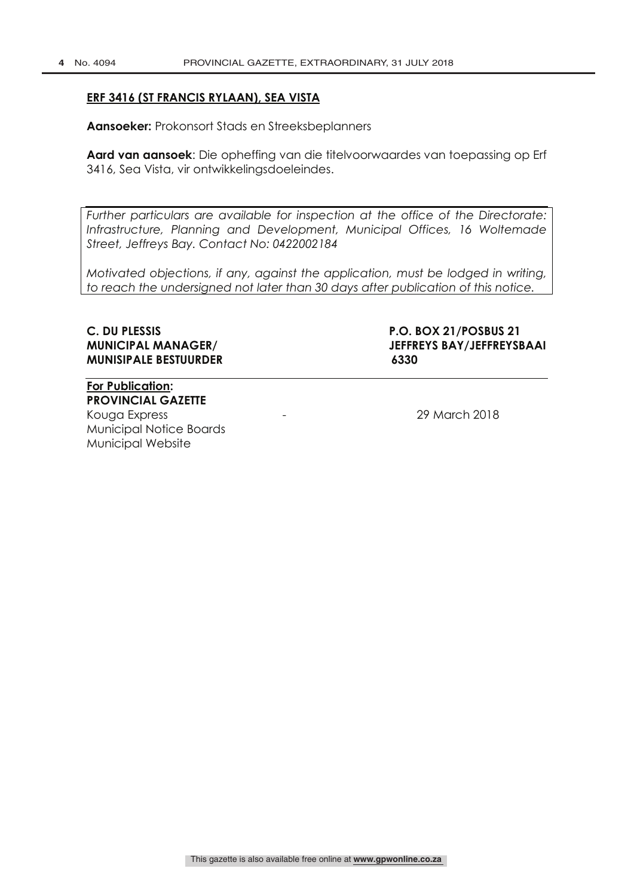**ERF 3416 (ST FRANCIS RYLAAN), SEA VISTA**

**Aansoeker:** Prokonsort Stads en Streeksbeplanners

**Aard van aansoek**: Die opheffing van die titelvoorwaardes van toepassing op Erf 3416, Sea Vista, vir ontwikkelingsdoeleindes.

*Further particulars are available for inspection at the office of the Directorate: Infrastructure, Planning and Development, Municipal Offices, 16 Woltemade Street, Jeffreys Bay. Contact No: 0422002184*

*Motivated objections, if any, against the application, must be lodged in writing, to reach the undersigned not later than 30 days after publication of this notice.*

**C. DU PLESSIS**
**MUNICIPAL MANAGER/**
**MUNISIPALE BESTUURDER**

**P.O. BOX 21/POSBUS 21**
**JEFFREYS BAY/JEFFREYSBAAI**
**6330**

**For Publication:**
**PROVINCIAL GAZETTE**
Kouga Express - 29 March 2018
Municipal Notice Boards
Municipal Website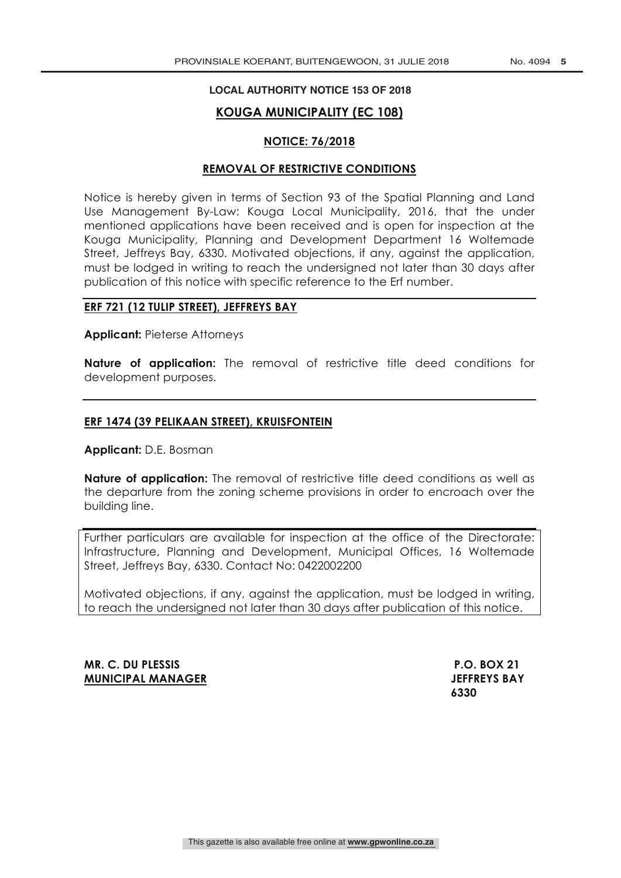**LOCAL AUTHORITY NOTICE 153 OF 2018**

## KOUGA MUNICIPALITY (EC 108)

### NOTICE: 76/2018

### REMOVAL OF RESTRICTIVE CONDITIONS

Notice is hereby given in terms of Section 93 of the Spatial Planning and Land Use Management By-Law: Kouga Local Municipality, 2016, that the under mentioned applications have been received and is open for inspection at the Kouga Municipality, Planning and Development Department 16 Woltemade Street, Jeffreys Bay, 6330. Motivated objections, if any, against the application, must be lodged in writing to reach the undersigned not later than 30 days after publication of this notice with specific reference to the Erf number.

**ERF 721 (12 TULIP STREET), JEFFREYS BAY**

**Applicant:** Pieterse Attorneys

**Nature of application:** The removal of restrictive title deed conditions for development purposes.

**ERF 1474 (39 PELIKAAN STREET), KRUISFONTEIN**

**Applicant:** D.E. Bosman

**Nature of application:** The removal of restrictive title deed conditions as well as the departure from the zoning scheme provisions in order to encroach over the building line.

Further particulars are available for inspection at the office of the Directorate: Infrastructure, Planning and Development, Municipal Offices, 16 Woltemade Street, Jeffreys Bay, 6330. Contact No: 0422002200

Motivated objections, if any, against the application, must be lodged in writing, to reach the undersigned not later than 30 days after publication of this notice.

**MR. C. DU PLESSIS**
**MUNICIPAL MANAGER**

**P.O. BOX 21**
**JEFFREYS BAY**
**6330**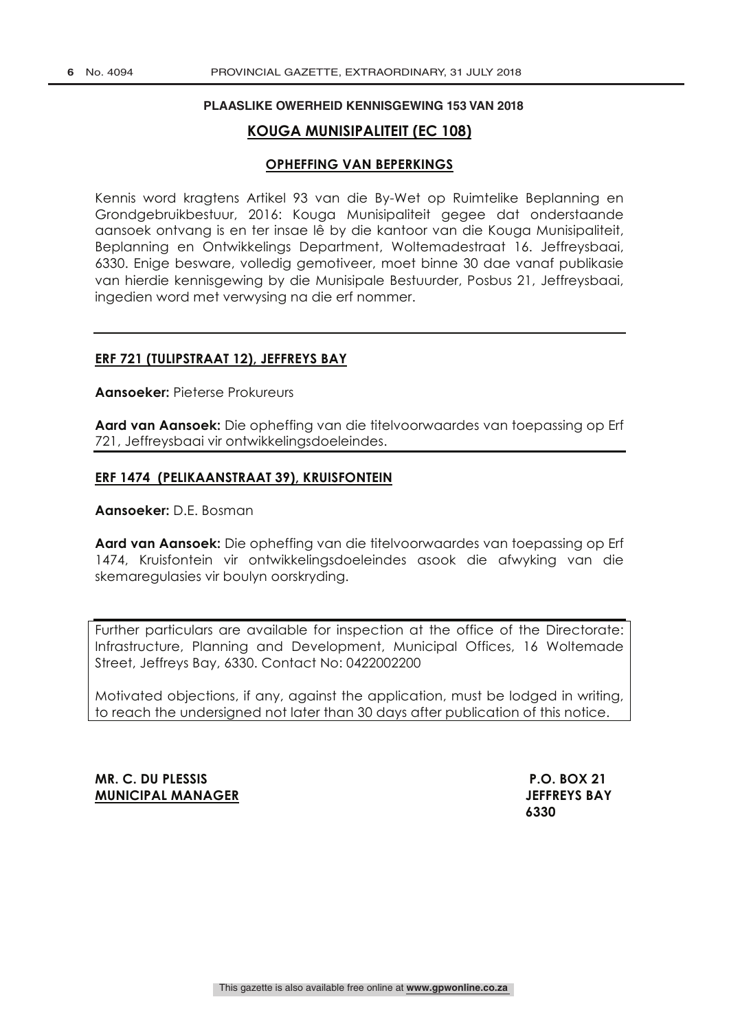**PLAASLIKE OWERHEID KENNISGEWING 153 VAN 2018**

## KOUGA MUNISIPALITEIT (EC 108)

### OPHEFFING VAN BEPERKINGS

Kennis word kragtens Artikel 93 van die By-Wet op Ruimtelike Beplanning en Grondgebruikbestuur, 2016: Kouga Munisipaliteit gegee dat onderstaande aansoek ontvang is en ter insae lê by die kantoor van die Kouga Munisipaliteit, Beplanning en Ontwikkelings Department, Woltemadestraat 16. Jeffreysbaai, 6330. Enige besware, volledig gemotiveer, moet binne 30 dae vanaf publikasie van hierdie kennisgewing by die Munisipale Bestuurder, Posbus 21, Jeffreysbaai, ingedien word met verwysing na die erf nommer.

---

**ERF 721 (TULIPSTRAAT 12), JEFFREYS BAY**

**Aansoeker:** Pieterse Prokureurs

**Aard van Aansoek:** Die opheffing van die titelvoorwaardes van toepassing op Erf 721, Jeffreysbaai vir ontwikkelingsdoeleindes.

---

**ERF 1474 (PELIKAANSTRAAT 39), KRUISFONTEIN**

**Aansoeker:** D.E. Bosman

**Aard van Aansoek:** Die opheffing van die titelvoorwaardes van toepassing op Erf 1474, Kruisfontein vir ontwikkelingsdoeleindes asook die afwyking van die skemaregulasies vir boulyn oorskryding.

---

Further particulars are available for inspection at the office of the Directorate: Infrastructure, Planning and Development, Municipal Offices, 16 Woltemade Street, Jeffreys Bay, 6330. Contact No: 0422002200

Motivated objections, if any, against the application, must be lodged in writing, to reach the undersigned not later than 30 days after publication of this notice.

**MR. C. DU PLESSIS**
**MUNICIPAL MANAGER**

**P.O. BOX 21**
**JEFFREYS BAY**
**6330**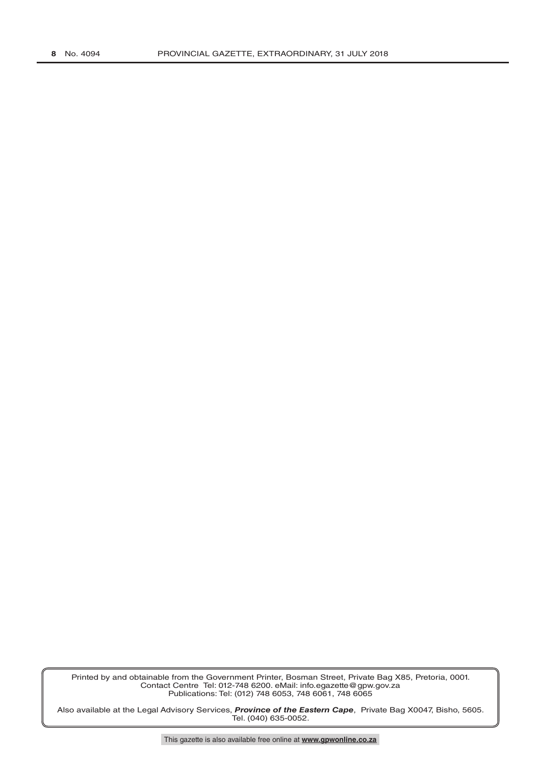Printed by and obtainable from the Government Printer, Bosman Street, Private Bag X85, Pretoria, 0001.
Contact Centre Tel: 012-748 6200. eMail: info.egazette@gpw.gov.za
Publications: Tel: (012) 748 6053, 748 6061, 748 6065

Also available at the Legal Advisory Services, ***Province of the Eastern Cape***, Private Bag X0047, Bisho, 5605.
Tel. (040) 635-0052.

This gazette is also available free online at **www.gpwonline.co.za**